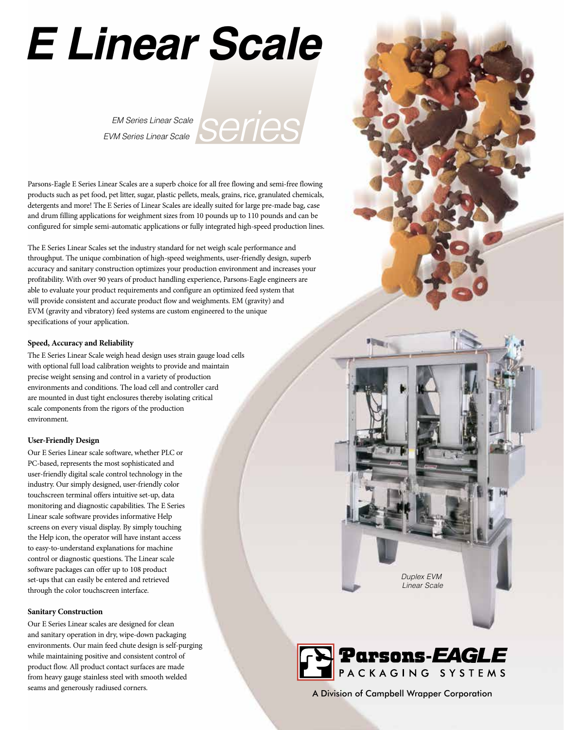# E Linear Scale series

*EM Series Linear Scale*
*EVM Series Linear Scale*

Parsons-Eagle E Series Linear Scales are a superb choice for all free flowing and semi-free flowing products such as pet food, pet litter, sugar, plastic pellets, meals, grains, rice, granulated chemicals, detergents and more! The E Series of Linear Scales are ideally suited for large pre-made bag, case and drum filling applications for weighment sizes from 10 pounds up to 110 pounds and can be configured for simple semi-automatic applications or fully integrated high-speed production lines.

The E Series Linear Scales set the industry standard for net weigh scale performance and throughput. The unique combination of high-speed weighments, user-friendly design, superb accuracy and sanitary construction optimizes your production environment and increases your profitability. With over 90 years of product handling experience, Parsons-Eagle engineers are able to evaluate your product requirements and configure an optimized feed system that will provide consistent and accurate product flow and weighments. EM (gravity) and EVM (gravity and vibratory) feed systems are custom engineered to the unique specifications of your application.

#### Speed, Accuracy and Reliability

The E Series Linear Scale weigh head design uses strain gauge load cells with optional full load calibration weights to provide and maintain precise weight sensing and control in a variety of production environments and conditions. The load cell and controller card are mounted in dust tight enclosures thereby isolating critical scale components from the rigors of the production environment.

#### User-Friendly Design

Our E Series Linear scale software, whether PLC or PC-based, represents the most sophisticated and user-friendly digital scale control technology in the industry. Our simply designed, user-friendly color touchscreen terminal offers intuitive set-up, data monitoring and diagnostic capabilities. The E Series Linear scale software provides informative Help screens on every visual display. By simply touching the Help icon, the operator will have instant access to easy-to-understand explanations for machine control or diagnostic questions. The Linear scale software packages can offer up to 108 product set-ups that can easily be entered and retrieved through the color touchscreen interface.

#### Sanitary Construction

Our E Series Linear scales are designed for clean and sanitary operation in dry, wipe-down packaging environments. Our main feed chute design is self-purging while maintaining positive and consistent control of product flow. All product contact surfaces are made from heavy gauge stainless steel with smooth welded seams and generously radiused corners.

*Duplex EVM Linear Scale*

**Parsons-EAGLE** PACKAGING SYSTEMS

A Division of Campbell Wrapper Corporation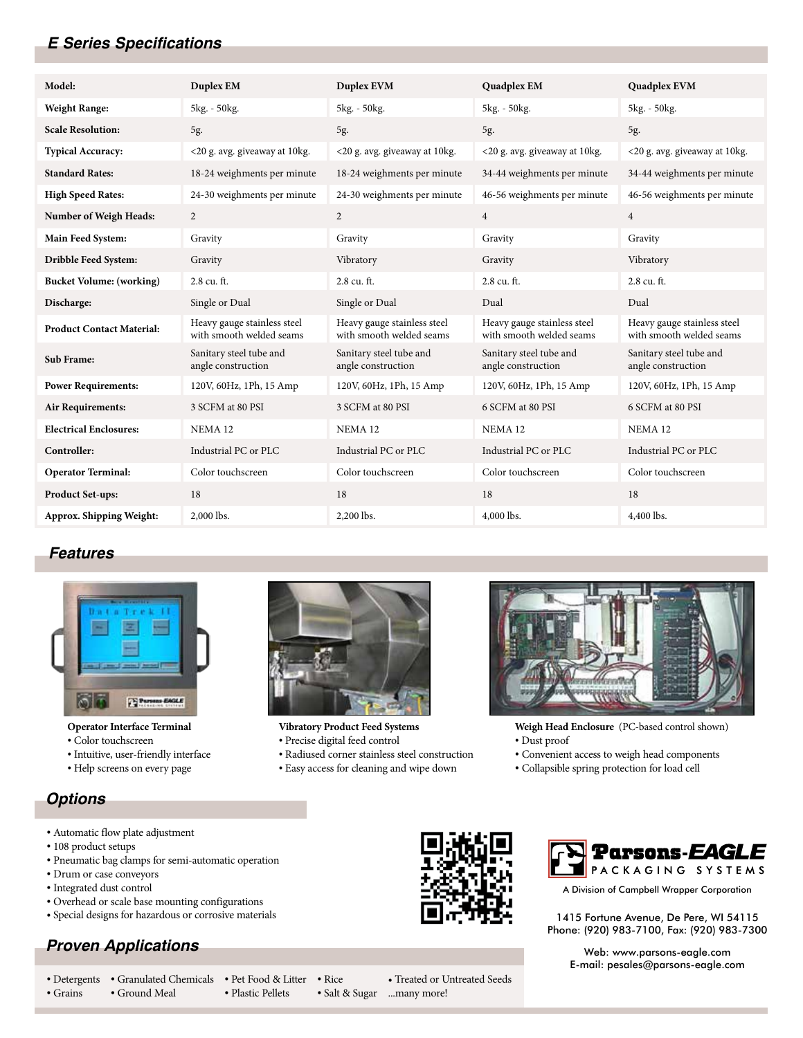## *E Series Specifications*

| Model: | Duplex EM | Duplex EVM | Quadplex EM | Quadplex EVM |
|---|---|---|---|---|
| **Weight Range:** | 5kg. - 50kg. | 5kg. - 50kg. | 5kg. - 50kg. | 5kg. - 50kg. |
| **Scale Resolution:** | 5g. | 5g. | 5g. | 5g. |
| **Typical Accuracy:** | <20 g. avg. giveaway at 10kg. | <20 g. avg. giveaway at 10kg. | <20 g. avg. giveaway at 10kg. | <20 g. avg. giveaway at 10kg. |
| **Standard Rates:** | 18-24 weighments per minute | 18-24 weighments per minute | 34-44 weighments per minute | 34-44 weighments per minute |
| **High Speed Rates:** | 24-30 weighments per minute | 24-30 weighments per minute | 46-56 weighments per minute | 46-56 weighments per minute |
| **Number of Weigh Heads:** | 2 | 2 | 4 | 4 |
| **Main Feed System:** | Gravity | Gravity | Gravity | Gravity |
| **Dribble Feed System:** | Gravity | Vibratory | Gravity | Vibratory |
| **Bucket Volume: (working)** | 2.8 cu. ft. | 2.8 cu. ft. | 2.8 cu. ft. | 2.8 cu. ft. |
| **Discharge:** | Single or Dual | Single or Dual | Dual | Dual |
| **Product Contact Material:** | Heavy gauge stainless steel with smooth welded seams | Heavy gauge stainless steel with smooth welded seams | Heavy gauge stainless steel with smooth welded seams | Heavy gauge stainless steel with smooth welded seams |
| **Sub Frame:** | Sanitary steel tube and angle construction | Sanitary steel tube and angle construction | Sanitary steel tube and angle construction | Sanitary steel tube and angle construction |
| **Power Requirements:** | 120V, 60Hz, 1Ph, 15 Amp | 120V, 60Hz, 1Ph, 15 Amp | 120V, 60Hz, 1Ph, 15 Amp | 120V, 60Hz, 1Ph, 15 Amp |
| **Air Requirements:** | 3 SCFM at 80 PSI | 3 SCFM at 80 PSI | 6 SCFM at 80 PSI | 6 SCFM at 80 PSI |
| **Electrical Enclosures:** | NEMA 12 | NEMA 12 | NEMA 12 | NEMA 12 |
| **Controller:** | Industrial PC or PLC | Industrial PC or PLC | Industrial PC or PLC | Industrial PC or PLC |
| **Operator Terminal:** | Color touchscreen | Color touchscreen | Color touchscreen | Color touchscreen |
| **Product Set-ups:** | 18 | 18 | 18 | 18 |
| **Approx. Shipping Weight:** | 2,000 lbs. | 2,200 lbs. | 4,000 lbs. | 4,400 lbs. |

## *Features*

**Operator Interface Terminal**
- Color touchscreen
- Intuitive, user-friendly interface
- Help screens on every page

**Vibratory Product Feed Systems**
- Precise digital feed control
- Radiused corner stainless steel construction
- Easy access for cleaning and wipe down

**Weigh Head Enclosure** (PC-based control shown)
- Dust proof
- Convenient access to weigh head components
- Collapsible spring protection for load cell

## *Options*

- Automatic flow plate adjustment
- 108 product setups
- Pneumatic bag clamps for semi-automatic operation
- Drum or case conveyors
- Integrated dust control
- Overhead or scale base mounting configurations
- Special designs for hazardous or corrosive materials

## *Proven Applications*

- Detergents
- Grains
- Granulated Chemicals
- Ground Meal
- Pet Food & Litter
- Plastic Pellets
- Rice
- Salt & Sugar
- Treated or Untreated Seeds

...many more!

**Parsons-EAGLE** PACKAGING SYSTEMS

A Division of Campbell Wrapper Corporation

1415 Fortune Avenue, De Pere, WI 54115
Phone: (920) 983-7100, Fax: (920) 983-7300

Web: www.parsons-eagle.com
E-mail: pesales@parsons-eagle.com